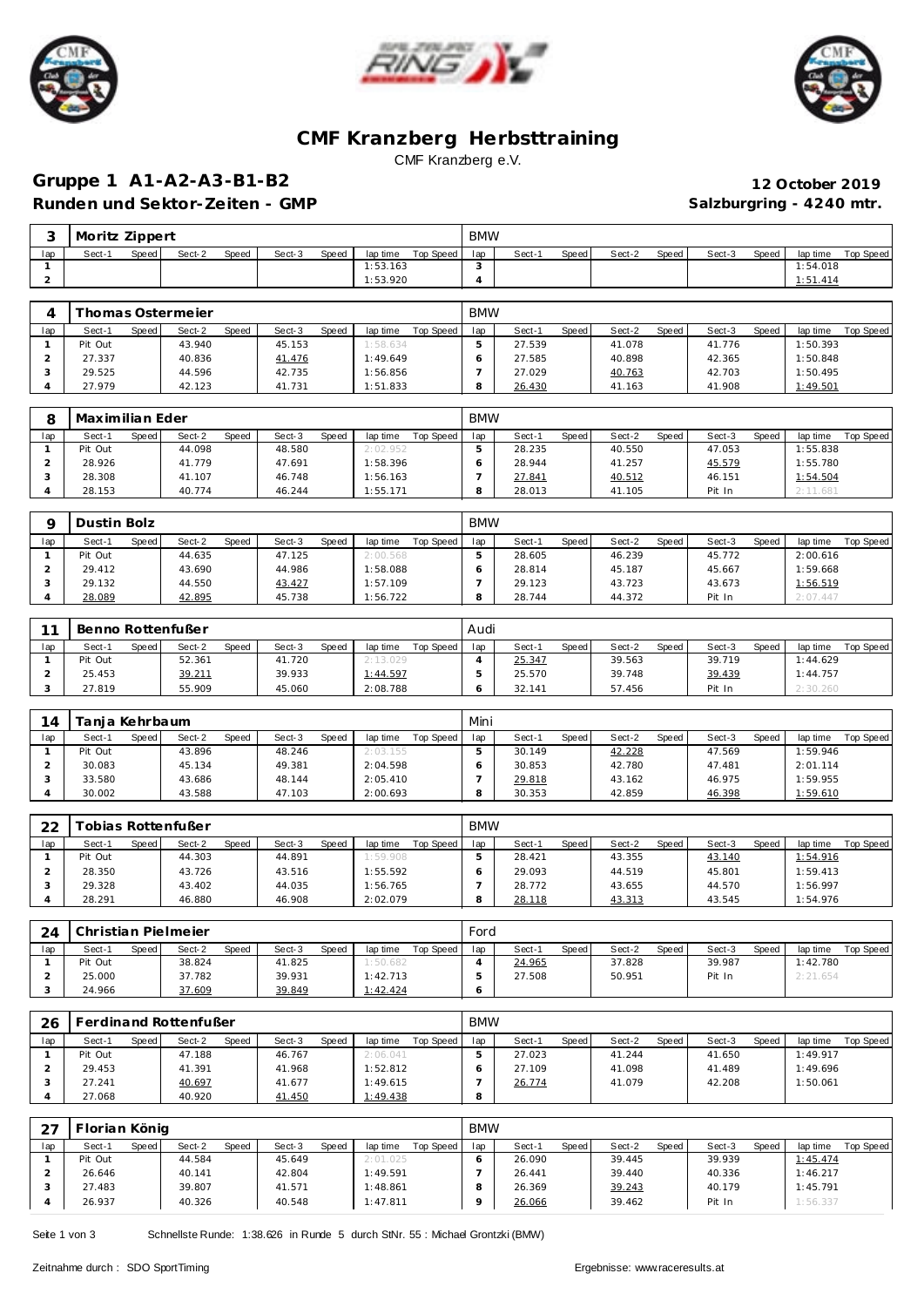# CMF Kranzberg Herbsttraining

CMF Kranzberg e.V.

## Gruppe 1 A1-A2-A3-B1-B2

**12 October 2019**

**Runden und Sektor-Zeiten - GMP**

**Salzburgring - 4240 mtr.**

| 3 | Moritz Zippert | | | | | | | | BMW | | | | | | | | |
|---|---|---|---|---|---|---|---|---|---|---|---|---|---|---|---|---|---|
| lap | Sect-1 | Speed | Sect-2 | Speed | Sect-3 | Speed | lap time | Top Speed | lap | Sect-1 | Speed | Sect-2 | Speed | Sect-3 | Speed | lap time | Top Speed |
| 1 | | | | | | | 1:53.163 | | 3 | | | | | | | 1:54.018 | |
| 2 | | | | | | | 1:53.920 | | 4 | | | | | | | 1:51.414 | |

| 4 | Thomas Ostermeier | | | | | | | | BMW | | | | | | | | |
|---|---|---|---|---|---|---|---|---|---|---|---|---|---|---|---|---|---|
| lap | Sect-1 | Speed | Sect-2 | Speed | Sect-3 | Speed | lap time | Top Speed | lap | Sect-1 | Speed | Sect-2 | Speed | Sect-3 | Speed | lap time | Top Speed |
| 1 | Pit Out | | 43.940 | | 45.153 | | 1:58.634 | | 5 | 27.539 | | 41.078 | | 41.776 | | 1:50.393 | |
| 2 | 27.337 | | 40.836 | | 41.476 | | 1:49.649 | | 6 | 27.585 | | 40.898 | | 42.365 | | 1:50.848 | |
| 3 | 29.525 | | 44.596 | | 42.735 | | 1:56.856 | | 7 | 27.029 | | 40.763 | | 42.703 | | 1:50.495 | |
| 4 | 27.979 | | 42.123 | | 41.731 | | 1:51.833 | | 8 | 26.430 | | 41.163 | | 41.908 | | 1:49.501 | |

| 8 | Maximilian Eder | | | | | | | | BMW | | | | | | | | |
|---|---|---|---|---|---|---|---|---|---|---|---|---|---|---|---|---|---|
| lap | Sect-1 | Speed | Sect-2 | Speed | Sect-3 | Speed | lap time | Top Speed | lap | Sect-1 | Speed | Sect-2 | Speed | Sect-3 | Speed | lap time | Top Speed |
| 1 | Pit Out | | 44.098 | | 48.580 | | 2:02.952 | | 5 | 28.235 | | 40.550 | | 47.053 | | 1:55.838 | |
| 2 | 28.926 | | 41.779 | | 47.691 | | 1:58.396 | | 6 | 28.944 | | 41.257 | | 45.579 | | 1:55.780 | |
| 3 | 28.308 | | 41.107 | | 46.748 | | 1:56.163 | | 7 | 27.841 | | 40.512 | | 46.151 | | 1:54.504 | |
| 4 | 28.153 | | 40.774 | | 46.244 | | 1:55.171 | | 8 | 28.013 | | 41.105 | | Pit In | | 2:11.681 | |

| 9 | Dustin Bolz | | | | | | | | BMW | | | | | | | | |
|---|---|---|---|---|---|---|---|---|---|---|---|---|---|---|---|---|---|
| lap | Sect-1 | Speed | Sect-2 | Speed | Sect-3 | Speed | lap time | Top Speed | lap | Sect-1 | Speed | Sect-2 | Speed | Sect-3 | Speed | lap time | Top Speed |
| 1 | Pit Out | | 44.635 | | 47.125 | | 2:00.568 | | 5 | 28.605 | | 46.239 | | 45.772 | | 2:00.616 | |
| 2 | 29.412 | | 43.690 | | 44.986 | | 1:58.088 | | 6 | 28.814 | | 45.187 | | 45.667 | | 1:59.668 | |
| 3 | 29.132 | | 44.550 | | 43.427 | | 1:57.109 | | 7 | 29.123 | | 43.723 | | 43.673 | | 1:56.519 | |
| 4 | 28.089 | | 42.895 | | 45.738 | | 1:56.722 | | 8 | 28.744 | | 44.372 | | Pit In | | 2:07.447 | |

| 11 | Benno Rottenfußer | | | | | | | | Audi | | | | | | | | |
|---|---|---|---|---|---|---|---|---|---|---|---|---|---|---|---|---|---|
| lap | Sect-1 | Speed | Sect-2 | Speed | Sect-3 | Speed | lap time | Top Speed | lap | Sect-1 | Speed | Sect-2 | Speed | Sect-3 | Speed | lap time | Top Speed |
| 1 | Pit Out | | 52.361 | | 41.720 | | 2:13.029 | | 4 | 25.347 | | 39.563 | | 39.719 | | 1:44.629 | |
| 2 | 25.453 | | 39.211 | | 39.933 | | 1:44.597 | | 5 | 25.570 | | 39.748 | | 39.439 | | 1:44.757 | |
| 3 | 27.819 | | 55.909 | | 45.060 | | 2:08.788 | | 6 | 32.141 | | 57.456 | | Pit In | | 2:30.260 | |

| 14 | Tanja Kehrbaum | | | | | | | | Mini | | | | | | | | |
|---|---|---|---|---|---|---|---|---|---|---|---|---|---|---|---|---|---|
| lap | Sect-1 | Speed | Sect-2 | Speed | Sect-3 | Speed | lap time | Top Speed | lap | Sect-1 | Speed | Sect-2 | Speed | Sect-3 | Speed | lap time | Top Speed |
| 1 | Pit Out | | 43.896 | | 48.246 | | 2:03.155 | | 5 | 30.149 | | 42.228 | | 47.569 | | 1:59.946 | |
| 2 | 30.083 | | 45.134 | | 49.381 | | 2:04.598 | | 6 | 30.853 | | 42.780 | | 47.481 | | 2:01.114 | |
| 3 | 33.580 | | 43.686 | | 48.144 | | 2:05.410 | | 7 | 29.818 | | 43.162 | | 46.975 | | 1:59.955 | |
| 4 | 30.002 | | 43.588 | | 47.103 | | 2:00.693 | | 8 | 30.353 | | 42.859 | | 46.398 | | 1:59.610 | |

| 22 | Tobias Rottenfußer | | | | | | | | BMW | | | | | | | | |
|---|---|---|---|---|---|---|---|---|---|---|---|---|---|---|---|---|---|
| lap | Sect-1 | Speed | Sect-2 | Speed | Sect-3 | Speed | lap time | Top Speed | lap | Sect-1 | Speed | Sect-2 | Speed | Sect-3 | Speed | lap time | Top Speed |
| 1 | Pit Out | | 44.303 | | 44.891 | | 1:59.908 | | 5 | 28.421 | | 43.355 | | 43.140 | | 1:54.916 | |
| 2 | 28.350 | | 43.726 | | 43.516 | | 1:55.592 | | 6 | 29.093 | | 44.519 | | 45.801 | | 1:59.413 | |
| 3 | 29.328 | | 43.402 | | 44.035 | | 1:56.765 | | 7 | 28.772 | | 43.655 | | 44.570 | | 1:56.997 | |
| 4 | 28.291 | | 46.880 | | 46.908 | | 2:02.079 | | 8 | 28.118 | | 43.313 | | 43.545 | | 1:54.976 | |

| 24 | Christian Pielmeier | | | | | | | | Ford | | | | | | | | |
|---|---|---|---|---|---|---|---|---|---|---|---|---|---|---|---|---|---|
| lap | Sect-1 | Speed | Sect-2 | Speed | Sect-3 | Speed | lap time | Top Speed | lap | Sect-1 | Speed | Sect-2 | Speed | Sect-3 | Speed | lap time | Top Speed |
| 1 | Pit Out | | 38.824 | | 41.825 | | 1:50.682 | | 4 | 24.965 | | 37.828 | | 39.987 | | 1:42.780 | |
| 2 | 25.000 | | 37.782 | | 39.931 | | 1:42.713 | | 5 | 27.508 | | 50.951 | | Pit In | | 2:21.654 | |
| 3 | 24.966 | | 37.609 | | 39.849 | | 1:42.424 | | 6 | | | | | | | | |

| 26 | Ferdinand Rottenfußer | | | | | | | | BMW | | | | | | | | |
|---|---|---|---|---|---|---|---|---|---|---|---|---|---|---|---|---|---|
| lap | Sect-1 | Speed | Sect-2 | Speed | Sect-3 | Speed | lap time | Top Speed | lap | Sect-1 | Speed | Sect-2 | Speed | Sect-3 | Speed | lap time | Top Speed |
| 1 | Pit Out | | 47.188 | | 46.767 | | 2:06.041 | | 5 | 27.023 | | 41.244 | | 41.650 | | 1:49.917 | |
| 2 | 29.453 | | 41.391 | | 41.968 | | 1:52.812 | | 6 | 27.109 | | 41.098 | | 41.489 | | 1:49.696 | |
| 3 | 27.241 | | 40.697 | | 41.677 | | 1:49.615 | | 7 | 26.774 | | 41.079 | | 42.208 | | 1:50.061 | |
| 4 | 27.068 | | 40.920 | | 41.450 | | 1:49.438 | | 8 | | | | | | | | |

| 27 | Florian König | | | | | | | | BMW | | | | | | | | |
|---|---|---|---|---|---|---|---|---|---|---|---|---|---|---|---|---|---|
| lap | Sect-1 | Speed | Sect-2 | Speed | Sect-3 | Speed | lap time | Top Speed | lap | Sect-1 | Speed | Sect-2 | Speed | Sect-3 | Speed | lap time | Top Speed |
| 1 | Pit Out | | 44.584 | | 45.649 | | 2:01.025 | | 6 | 26.090 | | 39.445 | | 39.939 | | 1:45.474 | |
| 2 | 26.646 | | 40.141 | | 42.804 | | 1:49.591 | | 7 | 26.441 | | 39.440 | | 40.336 | | 1:46.217 | |
| 3 | 27.483 | | 39.807 | | 41.571 | | 1:48.861 | | 8 | 26.369 | | 39.243 | | 40.179 | | 1:45.791 | |
| 4 | 26.937 | | 40.326 | | 40.548 | | 1:47.811 | | 9 | 26.066 | | 39.462 | | Pit In | | 1:56.337 | |

Schnellste Runde: 1:38.626 in Runde 5 durch StNr. 55 : Michael Grontzki (BMW)

Zeitnahme durch : SDO SportTiming

Ergebnisse: www.raceresults.at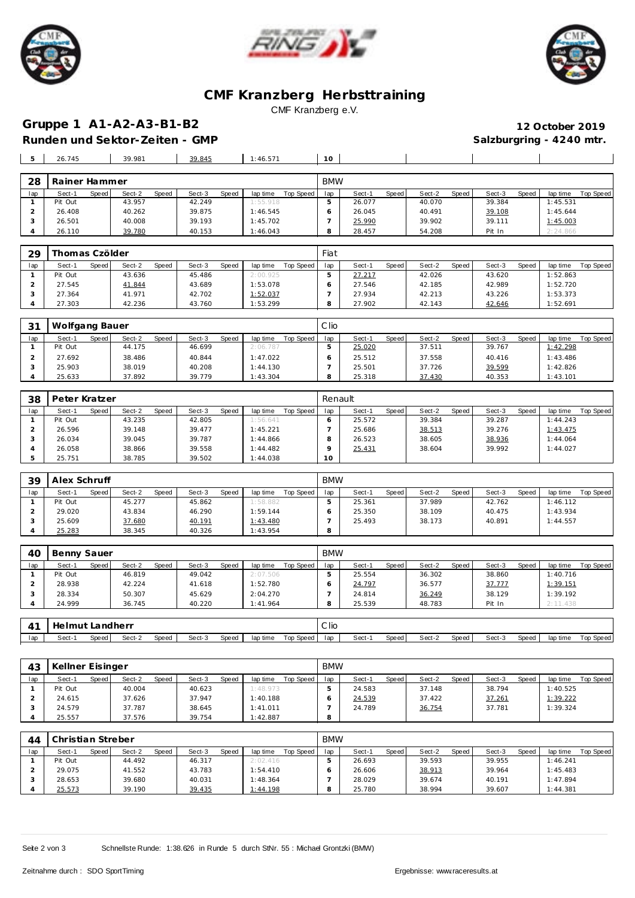# CMF Kranzberg Herbsttraining

CMF Kranzberg e.V.

## Gruppe 1 A1-A2-A3-B1-B2

**12 October 2019**

**Runden und Sektor-Zeiten - GMP**

**Salzburgring - 4240 mtr.**

| 5 | 26.745 | | 39.981 | | 39.845 | | 1:46.571 | | 10 | | | | | | | | |
|---|---|---|---|---|---|---|---|---|---|---|---|---|---|---|---|---|---|

| 28 | Rainer Hammer | | | | | | | | BMW | | | | | | | | |
|---|---|---|---|---|---|---|---|---|---|---|---|---|---|---|---|---|---|
| lap | Sect-1 | Speed | Sect-2 | Speed | Sect-3 | Speed | lap time | Top Speed | lap | Sect-1 | Speed | Sect-2 | Speed | Sect-3 | Speed | lap time | Top Speed |
| 1 | Pit Out | | 43.957 | | 42.249 | | 1:55.918 | | 5 | 26.077 | | 40.070 | | 39.384 | | 1:45.531 | |
| 2 | 26.408 | | 40.262 | | 39.875 | | 1:46.545 | | 6 | 26.045 | | 40.491 | | 39.108 | | 1:45.644 | |
| 3 | 26.501 | | 40.008 | | 39.193 | | 1:45.702 | | 7 | 25.990 | | 39.902 | | 39.111 | | 1:45.003 | |
| 4 | 26.110 | | 39.780 | | 40.153 | | 1:46.043 | | 8 | 28.457 | | 54.208 | | Pit In | | 2:24.866 | |

| 29 | Thomas Czölder | | | | | | | | Fiat | | | | | | | | |
|---|---|---|---|---|---|---|---|---|---|---|---|---|---|---|---|---|---|
| lap | Sect-1 | Speed | Sect-2 | Speed | Sect-3 | Speed | lap time | Top Speed | lap | Sect-1 | Speed | Sect-2 | Speed | Sect-3 | Speed | lap time | Top Speed |
| 1 | Pit Out | | 43.636 | | 45.486 | | 2:00.925 | | 5 | 27.217 | | 42.026 | | 43.620 | | 1:52.863 | |
| 2 | 27.545 | | 41.844 | | 43.689 | | 1:53.078 | | 6 | 27.546 | | 42.185 | | 42.989 | | 1:52.720 | |
| 3 | 27.364 | | 41.971 | | 42.702 | | 1:52.037 | | 7 | 27.934 | | 42.213 | | 43.226 | | 1:53.373 | |
| 4 | 27.303 | | 42.236 | | 43.760 | | 1:53.299 | | 8 | 27.902 | | 42.143 | | 42.646 | | 1:52.691 | |

| 31 | Wolfgang Bauer | | | | | | | | Clio | | | | | | | | |
|---|---|---|---|---|---|---|---|---|---|---|---|---|---|---|---|---|---|
| lap | Sect-1 | Speed | Sect-2 | Speed | Sect-3 | Speed | lap time | Top Speed | lap | Sect-1 | Speed | Sect-2 | Speed | Sect-3 | Speed | lap time | Top Speed |
| 1 | Pit Out | | 44.175 | | 46.699 | | 2:06.787 | | 5 | 25.020 | | 37.511 | | 39.767 | | 1:42.298 | |
| 2 | 27.692 | | 38.486 | | 40.844 | | 1:47.022 | | 6 | 25.512 | | 37.558 | | 40.416 | | 1:43.486 | |
| 3 | 25.903 | | 38.019 | | 40.208 | | 1:44.130 | | 7 | 25.501 | | 37.726 | | 39.599 | | 1:42.826 | |
| 4 | 25.633 | | 37.892 | | 39.779 | | 1:43.304 | | 8 | 25.318 | | 37.430 | | 40.353 | | 1:43.101 | |

| 38 | Peter Kratzer | | | | | | | | Renault | | | | | | | | |
|---|---|---|---|---|---|---|---|---|---|---|---|---|---|---|---|---|---|
| lap | Sect-1 | Speed | Sect-2 | Speed | Sect-3 | Speed | lap time | Top Speed | lap | Sect-1 | Speed | Sect-2 | Speed | Sect-3 | Speed | lap time | Top Speed |
| 1 | Pit Out | | 43.235 | | 42.805 | | 1:56.641 | | 6 | 25.572 | | 39.384 | | 39.287 | | 1:44.243 | |
| 2 | 26.596 | | 39.148 | | 39.477 | | 1:45.221 | | 7 | 25.686 | | 38.513 | | 39.276 | | 1:43.475 | |
| 3 | 26.034 | | 39.045 | | 39.787 | | 1:44.866 | | 8 | 26.523 | | 38.605 | | 38.936 | | 1:44.064 | |
| 4 | 26.058 | | 38.866 | | 39.558 | | 1:44.482 | | 9 | 25.431 | | 38.604 | | 39.992 | | 1:44.027 | |
| 5 | 25.751 | | 38.785 | | 39.502 | | 1:44.038 | | 10 | | | | | | | | |

| 39 | Alex Schruff | | | | | | | | BMW | | | | | | | | |
|---|---|---|---|---|---|---|---|---|---|---|---|---|---|---|---|---|---|
| lap | Sect-1 | Speed | Sect-2 | Speed | Sect-3 | Speed | lap time | Top Speed | lap | Sect-1 | Speed | Sect-2 | Speed | Sect-3 | Speed | lap time | Top Speed |
| 1 | Pit Out | | 45.277 | | 45.862 | | 1:58.882 | | 5 | 25.361 | | 37.989 | | 42.762 | | 1:46.112 | |
| 2 | 29.020 | | 43.834 | | 46.290 | | 1:59.144 | | 6 | 25.350 | | 38.109 | | 40.475 | | 1:43.934 | |
| 3 | 25.609 | | 37.680 | | 40.191 | | 1:43.480 | | 7 | 25.493 | | 38.173 | | 40.891 | | 1:44.557 | |
| 4 | 25.283 | | 38.345 | | 40.326 | | 1:43.954 | | 8 | | | | | | | | |

| 40 | Benny Sauer | | | | | | | | BMW | | | | | | | | |
|---|---|---|---|---|---|---|---|---|---|---|---|---|---|---|---|---|---|
| lap | Sect-1 | Speed | Sect-2 | Speed | Sect-3 | Speed | lap time | Top Speed | lap | Sect-1 | Speed | Sect-2 | Speed | Sect-3 | Speed | lap time | Top Speed |
| 1 | Pit Out | | 46.819 | | 49.042 | | 2:07.506 | | 5 | 25.554 | | 36.302 | | 38.860 | | 1:40.716 | |
| 2 | 28.938 | | 42.224 | | 41.618 | | 1:52.780 | | 6 | 24.797 | | 36.577 | | 37.777 | | 1:39.151 | |
| 3 | 28.334 | | 50.307 | | 45.629 | | 2:04.270 | | 7 | 24.814 | | 36.249 | | 38.129 | | 1:39.192 | |
| 4 | 24.999 | | 36.745 | | 40.220 | | 1:41.964 | | 8 | 25.539 | | 48.783 | | Pit In | | 2:11.438 | |

| 41 | Helmut Landherr | | | | | | | | Clio | | | | | | | | |
|---|---|---|---|---|---|---|---|---|---|---|---|---|---|---|---|---|---|
| lap | Sect-1 | Speed | Sect-2 | Speed | Sect-3 | Speed | lap time | Top Speed | lap | Sect-1 | Speed | Sect-2 | Speed | Sect-3 | Speed | lap time | Top Speed |

| 43 | Kellner Eisinger | | | | | | | | BMW | | | | | | | | |
|---|---|---|---|---|---|---|---|---|---|---|---|---|---|---|---|---|---|
| lap | Sect-1 | Speed | Sect-2 | Speed | Sect-3 | Speed | lap time | Top Speed | lap | Sect-1 | Speed | Sect-2 | Speed | Sect-3 | Speed | lap time | Top Speed |
| 1 | Pit Out | | 40.004 | | 40.623 | | 1:48.973 | | 5 | 24.583 | | 37.148 | | 38.794 | | 1:40.525 | |
| 2 | 24.615 | | 37.626 | | 37.947 | | 1:40.188 | | 6 | 24.539 | | 37.422 | | 37.261 | | 1:39.222 | |
| 3 | 24.579 | | 37.787 | | 38.645 | | 1:41.011 | | 7 | 24.789 | | 36.754 | | 37.781 | | 1:39.324 | |
| 4 | 25.557 | | 37.576 | | 39.754 | | 1:42.887 | | 8 | | | | | | | | |

| 44 | Christian Streber | | | | | | | | BMW | | | | | | | | |
|---|---|---|---|---|---|---|---|---|---|---|---|---|---|---|---|---|---|
| lap | Sect-1 | Speed | Sect-2 | Speed | Sect-3 | Speed | lap time | Top Speed | lap | Sect-1 | Speed | Sect-2 | Speed | Sect-3 | Speed | lap time | Top Speed |
| 1 | Pit Out | | 44.492 | | 46.317 | | 2:02.416 | | 5 | 26.693 | | 39.593 | | 39.955 | | 1:46.241 | |
| 2 | 29.075 | | 41.552 | | 43.783 | | 1:54.410 | | 6 | 26.606 | | 38.913 | | 39.964 | | 1:45.483 | |
| 3 | 28.653 | | 39.680 | | 40.031 | | 1:48.364 | | 7 | 28.029 | | 39.674 | | 40.191 | | 1:47.894 | |
| 4 | 25.573 | | 39.190 | | 39.435 | | 1:44.198 | | 8 | 25.780 | | 38.994 | | 39.607 | | 1:44.381 | |

Schnellste Runde: 1:38.626 in Runde 5 durch StNr. 55 : Michael Grontzki (BMW)

Zeitnahme durch : SDO SportTiming

Ergebnisse: www.raceresults.at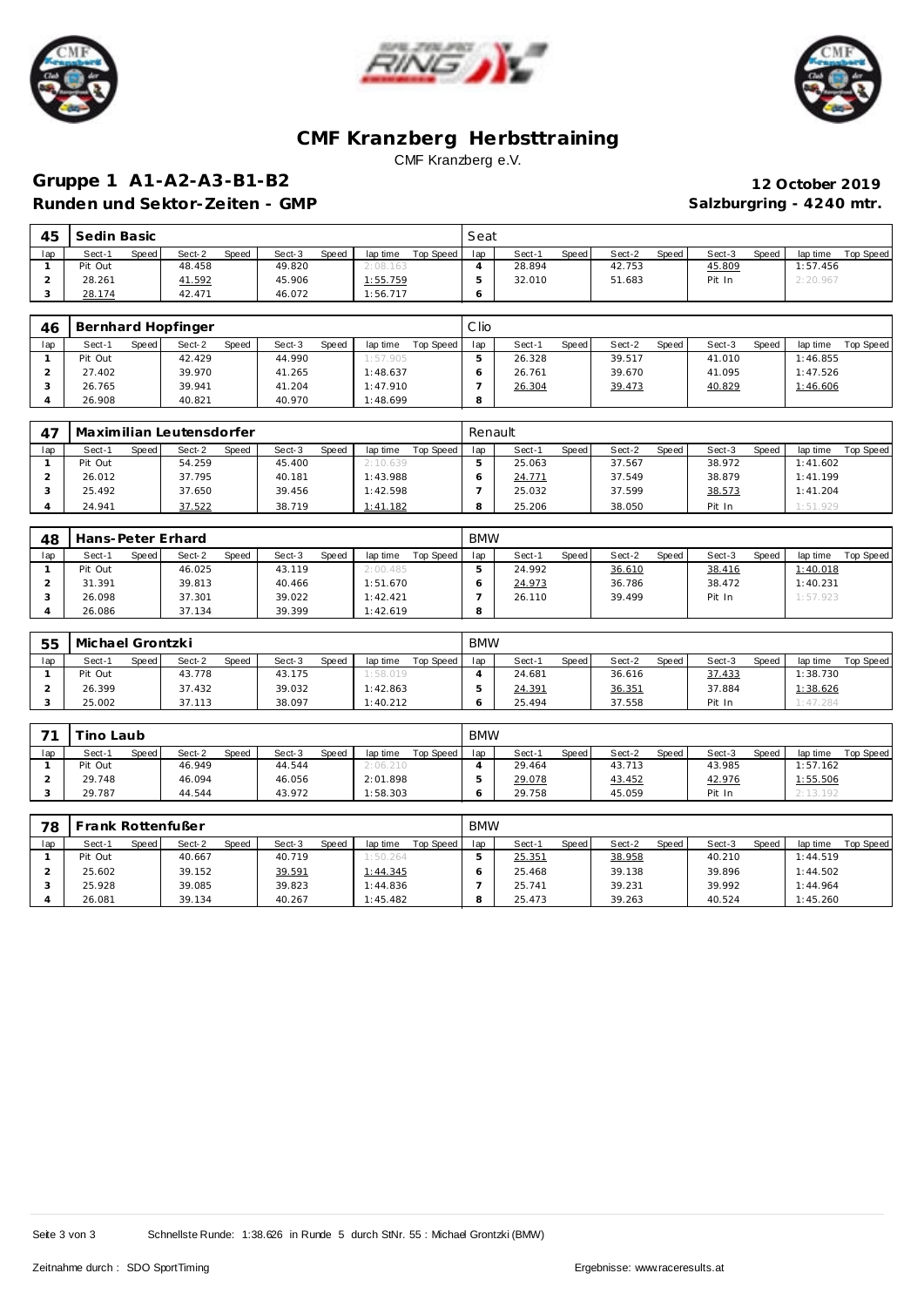# CMF Kranzberg Herbsttraining

CMF Kranzberg e.V.

## Gruppe 1 A1-A2-A3-B1-B2

**12 October 2019**

**Runden und Sektor-Zeiten - GMP**

**Salzburgring - 4240 mtr.**

| 45 | Sedin Basic | | | | | | | | Seat | | | | | | | | |
|---|---|---|---|---|---|---|---|---|---|---|---|---|---|---|---|---|---|
| lap | Sect-1 | Speed | Sect-2 | Speed | Sect-3 | Speed | lap time | Top Speed | lap | Sect-1 | Speed | Sect-2 | Speed | Sect-3 | Speed | lap time | Top Speed |
| 1 | Pit Out | | 48.458 | | 49.820 | | 2:08.163 | | 4 | 28.894 | | 42.753 | | 45.809 | | 1:57.456 | |
| 2 | 28.261 | | 41.592 | | 45.906 | | 1:55.759 | | 5 | 32.010 | | 51.683 | | Pit In | | 2:20.967 | |
| 3 | 28.174 | | 42.471 | | 46.072 | | 1:56.717 | | 6 | | | | | | | | |

| 46 | Bernhard Hopfinger | | | | | | | | Clio | | | | | | | | |
|---|---|---|---|---|---|---|---|---|---|---|---|---|---|---|---|---|---|
| lap | Sect-1 | Speed | Sect-2 | Speed | Sect-3 | Speed | lap time | Top Speed | lap | Sect-1 | Speed | Sect-2 | Speed | Sect-3 | Speed | lap time | Top Speed |
| 1 | Pit Out | | 42.429 | | 44.990 | | 1:57.905 | | 5 | 26.328 | | 39.517 | | 41.010 | | 1:46.855 | |
| 2 | 27.402 | | 39.970 | | 41.265 | | 1:48.637 | | 6 | 26.761 | | 39.670 | | 41.095 | | 1:47.526 | |
| 3 | 26.765 | | 39.941 | | 41.204 | | 1:47.910 | | 7 | 26.304 | | 39.473 | | 40.829 | | 1:46.606 | |
| 4 | 26.908 | | 40.821 | | 40.970 | | 1:48.699 | | 8 | | | | | | | | |

| 47 | Maximilian Leutensdorfer | | | | | | | | Renault | | | | | | | | |
|---|---|---|---|---|---|---|---|---|---|---|---|---|---|---|---|---|---|
| lap | Sect-1 | Speed | Sect-2 | Speed | Sect-3 | Speed | lap time | Top Speed | lap | Sect-1 | Speed | Sect-2 | Speed | Sect-3 | Speed | lap time | Top Speed |
| 1 | Pit Out | | 54.259 | | 45.400 | | 2:10.639 | | 5 | 25.063 | | 37.567 | | 38.972 | | 1:41.602 | |
| 2 | 26.012 | | 37.795 | | 40.181 | | 1:43.988 | | 6 | 24.771 | | 37.549 | | 38.879 | | 1:41.199 | |
| 3 | 25.492 | | 37.650 | | 39.456 | | 1:42.598 | | 7 | 25.032 | | 37.599 | | 38.573 | | 1:41.204 | |
| 4 | 24.941 | | 37.522 | | 38.719 | | 1:41.182 | | 8 | 25.206 | | 38.050 | | Pit In | | 1:51.929 | |

| 48 | Hans-Peter Erhard | | | | | | | | BMW | | | | | | | | |
|---|---|---|---|---|---|---|---|---|---|---|---|---|---|---|---|---|---|
| lap | Sect-1 | Speed | Sect-2 | Speed | Sect-3 | Speed | lap time | Top Speed | lap | Sect-1 | Speed | Sect-2 | Speed | Sect-3 | Speed | lap time | Top Speed |
| 1 | Pit Out | | 46.025 | | 43.119 | | 2:00.485 | | 5 | 24.992 | | 36.610 | | 38.416 | | 1:40.018 | |
| 2 | 31.391 | | 39.813 | | 40.466 | | 1:51.670 | | 6 | 24.973 | | 36.786 | | 38.472 | | 1:40.231 | |
| 3 | 26.098 | | 37.301 | | 39.022 | | 1:42.421 | | 7 | 26.110 | | 39.499 | | Pit In | | 1:57.923 | |
| 4 | 26.086 | | 37.134 | | 39.399 | | 1:42.619 | | 8 | | | | | | | | |

| 55 | Michael Grontzki | | | | | | | | BMW | | | | | | | | |
|---|---|---|---|---|---|---|---|---|---|---|---|---|---|---|---|---|---|
| lap | Sect-1 | Speed | Sect-2 | Speed | Sect-3 | Speed | lap time | Top Speed | lap | Sect-1 | Speed | Sect-2 | Speed | Sect-3 | Speed | lap time | Top Speed |
| 1 | Pit Out | | 43.778 | | 43.175 | | 1:58.019 | | 4 | 24.681 | | 36.616 | | 37.433 | | 1:38.730 | |
| 2 | 26.399 | | 37.432 | | 39.032 | | 1:42.863 | | 5 | 24.391 | | 36.351 | | 37.884 | | 1:38.626 | |
| 3 | 25.002 | | 37.113 | | 38.097 | | 1:40.212 | | 6 | 25.494 | | 37.558 | | Pit In | | 1:47.284 | |

| 71 | Tino Laub | | | | | | | | BMW | | | | | | | | |
|---|---|---|---|---|---|---|---|---|---|---|---|---|---|---|---|---|---|
| lap | Sect-1 | Speed | Sect-2 | Speed | Sect-3 | Speed | lap time | Top Speed | lap | Sect-1 | Speed | Sect-2 | Speed | Sect-3 | Speed | lap time | Top Speed |
| 1 | Pit Out | | 46.949 | | 44.544 | | 2:06.210 | | 4 | 29.464 | | 43.713 | | 43.985 | | 1:57.162 | |
| 2 | 29.748 | | 46.094 | | 46.056 | | 2:01.898 | | 5 | 29.078 | | 43.452 | | 42.976 | | 1:55.506 | |
| 3 | 29.787 | | 44.544 | | 43.972 | | 1:58.303 | | 6 | 29.758 | | 45.059 | | Pit In | | 2:13.192 | |

| 78 | Frank Rottenfußer | | | | | | | | BMW | | | | | | | | |
|---|---|---|---|---|---|---|---|---|---|---|---|---|---|---|---|---|---|
| lap | Sect-1 | Speed | Sect-2 | Speed | Sect-3 | Speed | lap time | Top Speed | lap | Sect-1 | Speed | Sect-2 | Speed | Sect-3 | Speed | lap time | Top Speed |
| 1 | Pit Out | | 40.667 | | 40.719 | | 1:50.264 | | 5 | 25.351 | | 38.958 | | 40.210 | | 1:44.519 | |
| 2 | 25.602 | | 39.152 | | 39.591 | | 1:44.345 | | 6 | 25.468 | | 39.138 | | 39.896 | | 1:44.502 | |
| 3 | 25.928 | | 39.085 | | 39.823 | | 1:44.836 | | 7 | 25.741 | | 39.231 | | 39.992 | | 1:44.964 | |
| 4 | 26.081 | | 39.134 | | 40.267 | | 1:45.482 | | 8 | 25.473 | | 39.263 | | 40.524 | | 1:45.260 | |

Schnellste Runde: 1:38.626 in Runde 5 durch StNr. 55 : Michael Grontzki (BMW)

Zeitnahme durch : SDO SportTiming

Ergebnisse: www.raceresults.at